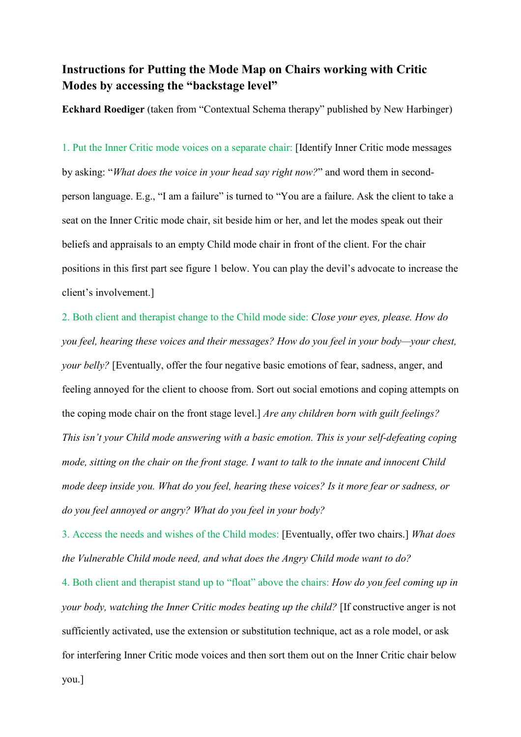# Instructions for Putting the Mode Map on Chairs working with Critic Modes by accessing the "backstage level"

**Eckhard Roediger** (taken from "Contextual Schema therapy" published by New Harbinger)

1. Put the Inner Critic mode voices on a separate chair: [Identify Inner Critic mode messages by asking: "*What does the voice in your head say right now?*" and word them in second-person language. E.g., "I am a failure" is turned to "You are a failure. Ask the client to take a seat on the Inner Critic mode chair, sit beside him or her, and let the modes speak out their beliefs and appraisals to an empty Child mode chair in front of the client. For the chair positions in this first part see figure 1 below. You can play the devil's advocate to increase the client's involvement.]

2. Both client and therapist change to the Child mode side: *Close your eyes, please. How do you feel, hearing these voices and their messages? How do you feel in your body—your chest, your belly?* [Eventually, offer the four negative basic emotions of fear, sadness, anger, and feeling annoyed for the client to choose from. Sort out social emotions and coping attempts on the coping mode chair on the front stage level.] *Are any children born with guilt feelings? This isn't your Child mode answering with a basic emotion. This is your self-defeating coping mode, sitting on the chair on the front stage. I want to talk to the innate and innocent Child mode deep inside you. What do you feel, hearing these voices? Is it more fear or sadness, or do you feel annoyed or angry? What do you feel in your body?*

3. Access the needs and wishes of the Child modes: [Eventually, offer two chairs.] *What does the Vulnerable Child mode need, and what does the Angry Child mode want to do?*

4. Both client and therapist stand up to "float" above the chairs: *How do you feel coming up in your body, watching the Inner Critic modes beating up the child?* [If constructive anger is not sufficiently activated, use the extension or substitution technique, act as a role model, or ask for interfering Inner Critic mode voices and then sort them out on the Inner Critic chair below you.]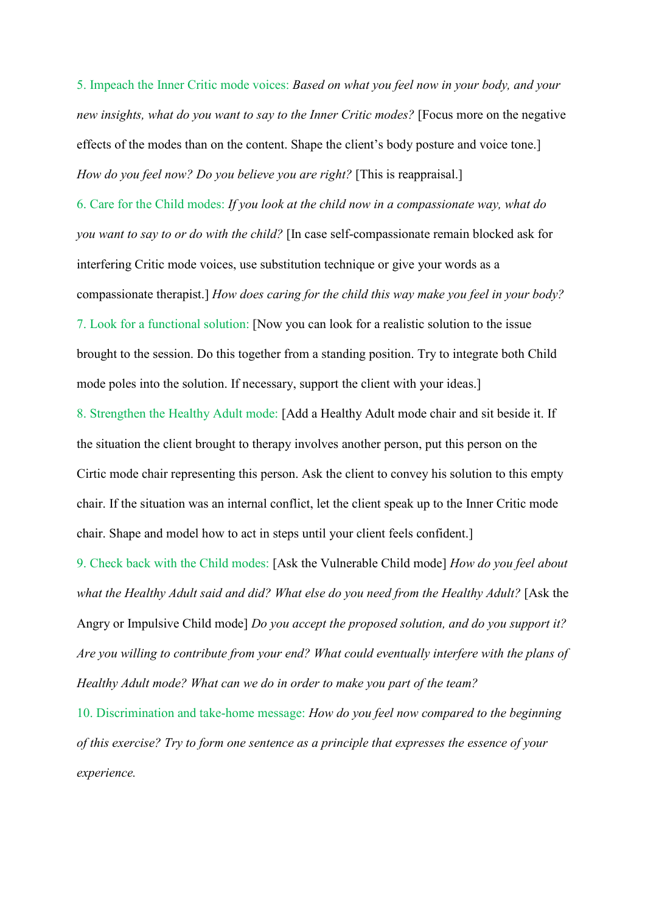5. Impeach the Inner Critic mode voices: *Based on what you feel now in your body, and your new insights, what do you want to say to the Inner Critic modes?* [Focus more on the negative effects of the modes than on the content. Shape the client's body posture and voice tone.] *How do you feel now? Do you believe you are right?* [This is reappraisal.]

6. Care for the Child modes: *If you look at the child now in a compassionate way, what do you want to say to or do with the child?* [In case self-compassionate remain blocked ask for interfering Critic mode voices, use substitution technique or give your words as a compassionate therapist.] *How does caring for the child this way make you feel in your body?*

7. Look for a functional solution: [Now you can look for a realistic solution to the issue brought to the session. Do this together from a standing position. Try to integrate both Child mode poles into the solution. If necessary, support the client with your ideas.]

8. Strengthen the Healthy Adult mode: [Add a Healthy Adult mode chair and sit beside it. If the situation the client brought to therapy involves another person, put this person on the Cirtic mode chair representing this person. Ask the client to convey his solution to this empty chair. If the situation was an internal conflict, let the client speak up to the Inner Critic mode chair. Shape and model how to act in steps until your client feels confident.]

9. Check back with the Child modes: [Ask the Vulnerable Child mode] *How do you feel about what the Healthy Adult said and did? What else do you need from the Healthy Adult?* [Ask the Angry or Impulsive Child mode] *Do you accept the proposed solution, and do you support it? Are you willing to contribute from your end? What could eventually interfere with the plans of Healthy Adult mode? What can we do in order to make you part of the team?*

10. Discrimination and take-home message: *How do you feel now compared to the beginning of this exercise? Try to form one sentence as a principle that expresses the essence of your experience.*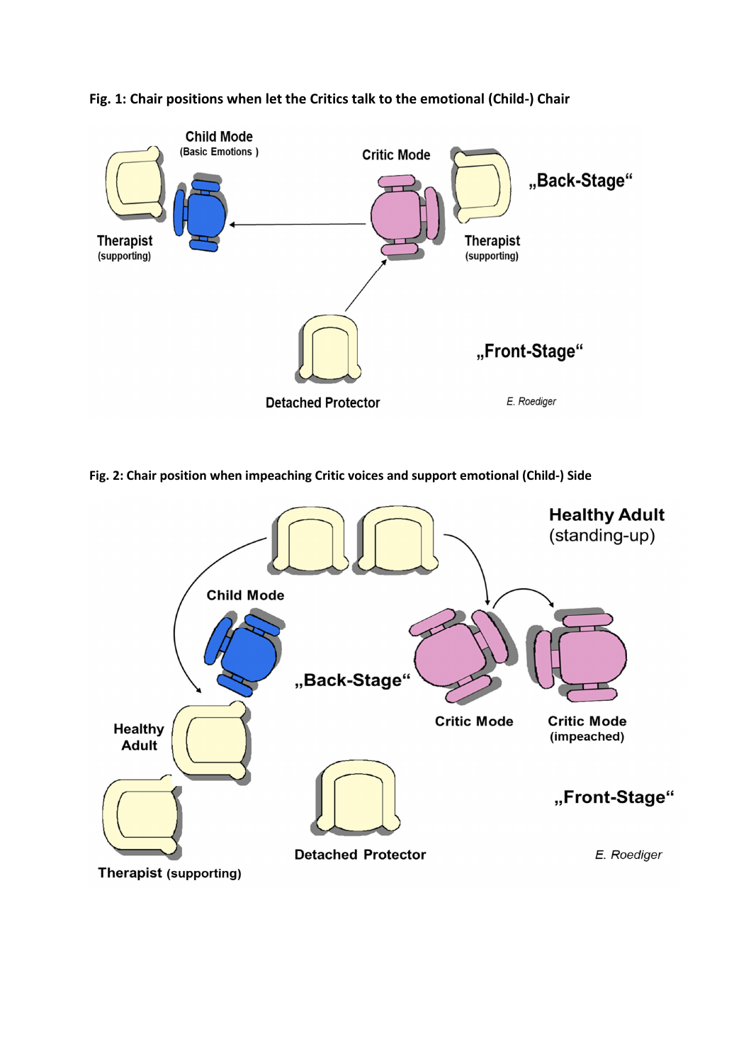**Fig. 1: Chair positions when let the Critics talk to the emotional (Child-) Chair**

Child Mode
(Basic Emotions )

Critic Mode

„Back-Stage“

Therapist
(supporting)

Therapist
(supporting)

„Front-Stage“

Detached Protector

E. Roediger

**Fig. 2: Chair position when impeaching Critic voices and support emotional (Child-) Side**

Healthy Adult
(standing-up)

Child Mode

„Back-Stage“

Critic Mode

Critic Mode
(impeached)

Healthy
Adult

„Front-Stage“

Detached Protector

E. Roediger

Therapist (supporting)